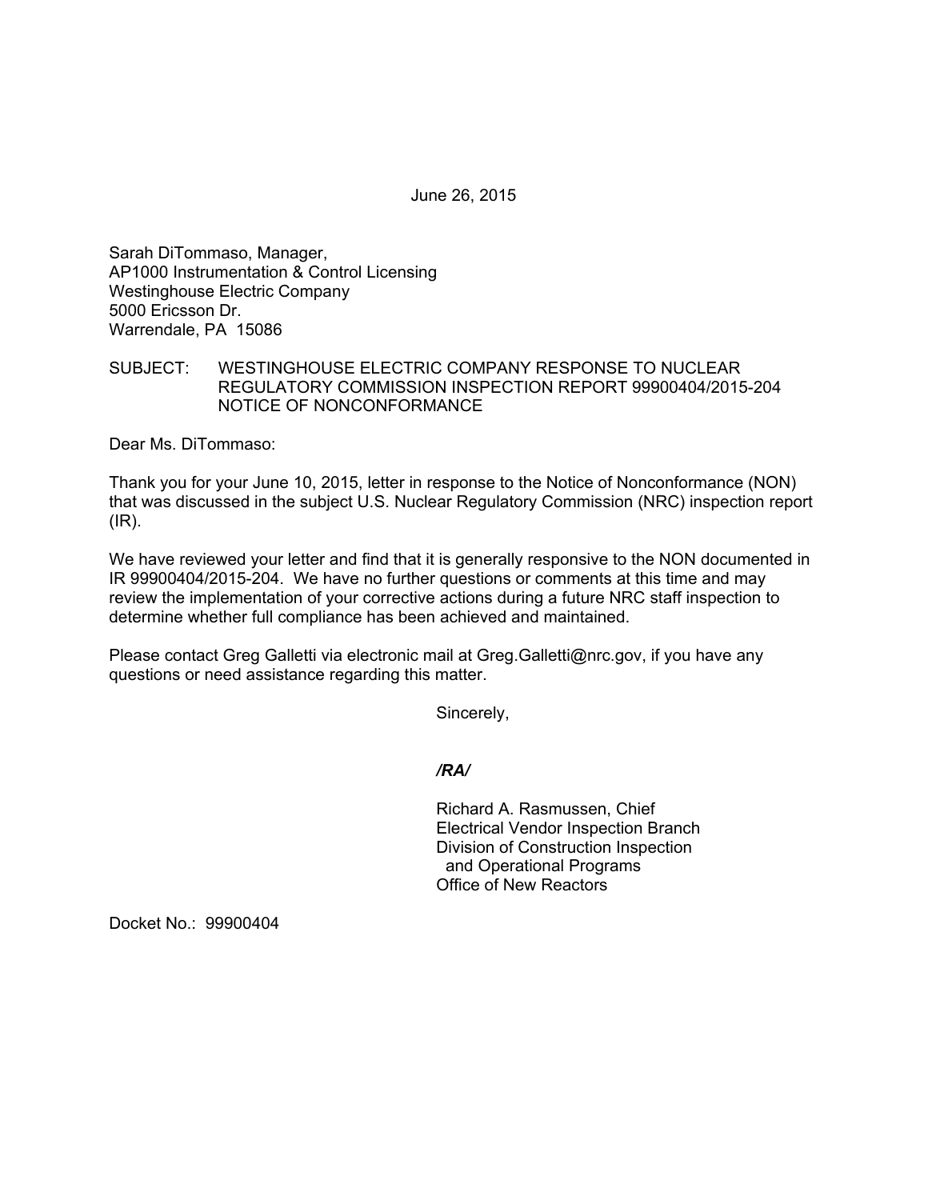June 26, 2015

Sarah DiTommaso, Manager,
AP1000 Instrumentation & Control Licensing
Westinghouse Electric Company
5000 Ericsson Dr.
Warrendale, PA 15086

SUBJECT: WESTINGHOUSE ELECTRIC COMPANY RESPONSE TO NUCLEAR REGULATORY COMMISSION INSPECTION REPORT 99900404/2015-204 NOTICE OF NONCONFORMANCE

Dear Ms. DiTommaso:

Thank you for your June 10, 2015, letter in response to the Notice of Nonconformance (NON) that was discussed in the subject U.S. Nuclear Regulatory Commission (NRC) inspection report (IR).

We have reviewed your letter and find that it is generally responsive to the NON documented in IR 99900404/2015-204. We have no further questions or comments at this time and may review the implementation of your corrective actions during a future NRC staff inspection to determine whether full compliance has been achieved and maintained.

Please contact Greg Galletti via electronic mail at Greg.Galletti@nrc.gov, if you have any questions or need assistance regarding this matter.

Sincerely,

*/RA/*

Richard A. Rasmussen, Chief
Electrical Vendor Inspection Branch
Division of Construction Inspection
and Operational Programs
Office of New Reactors

Docket No.: 99900404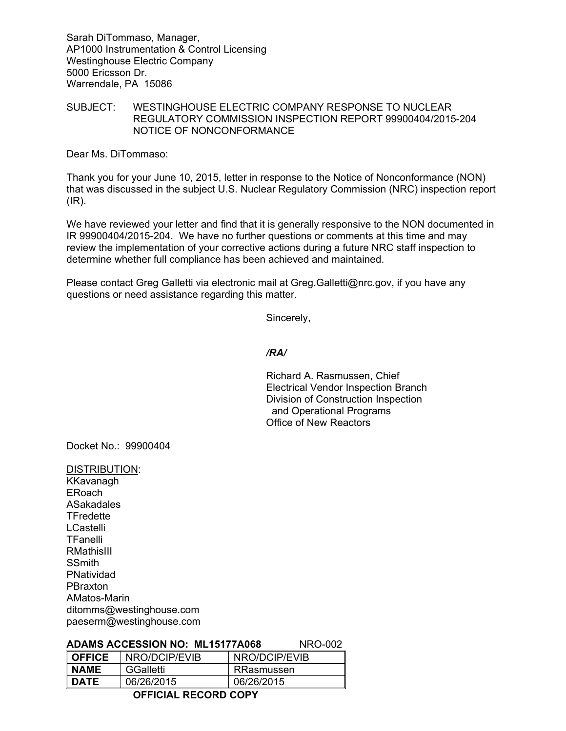Sarah DiTommaso, Manager,
AP1000 Instrumentation & Control Licensing
Westinghouse Electric Company
5000 Ericsson Dr.
Warrendale, PA 15086

SUBJECT: WESTINGHOUSE ELECTRIC COMPANY RESPONSE TO NUCLEAR REGULATORY COMMISSION INSPECTION REPORT 99900404/2015-204 NOTICE OF NONCONFORMANCE

Dear Ms. DiTommaso:

Thank you for your June 10, 2015, letter in response to the Notice of Nonconformance (NON) that was discussed in the subject U.S. Nuclear Regulatory Commission (NRC) inspection report (IR).

We have reviewed your letter and find that it is generally responsive to the NON documented in IR 99900404/2015-204. We have no further questions or comments at this time and may review the implementation of your corrective actions during a future NRC staff inspection to determine whether full compliance has been achieved and maintained.

Please contact Greg Galletti via electronic mail at Greg.Galletti@nrc.gov, if you have any questions or need assistance regarding this matter.

Sincerely,

*/RA/*

Richard A. Rasmussen, Chief
Electrical Vendor Inspection Branch
Division of Construction Inspection
and Operational Programs
Office of New Reactors

Docket No.: 99900404

DISTRIBUTION:
KKavanagh
ERoach
ASakadales
TFredette
LCastelli
TFanelli
RMathisIII
SSmith
PNatividad
PBraxton
AMatos-Marin
ditomms@westinghouse.com
paeserm@westinghouse.com

**ADAMS ACCESSION NO: ML15177A068** NRO-002

| **OFFICE** | NRO/DCIP/EVIB | NRO/DCIP/EVIB |
|---|---|---|
| **NAME** | GGalletti | RRasmussen |
| **DATE** | 06/26/2015 | 06/26/2015 |

**OFFICIAL RECORD COPY**